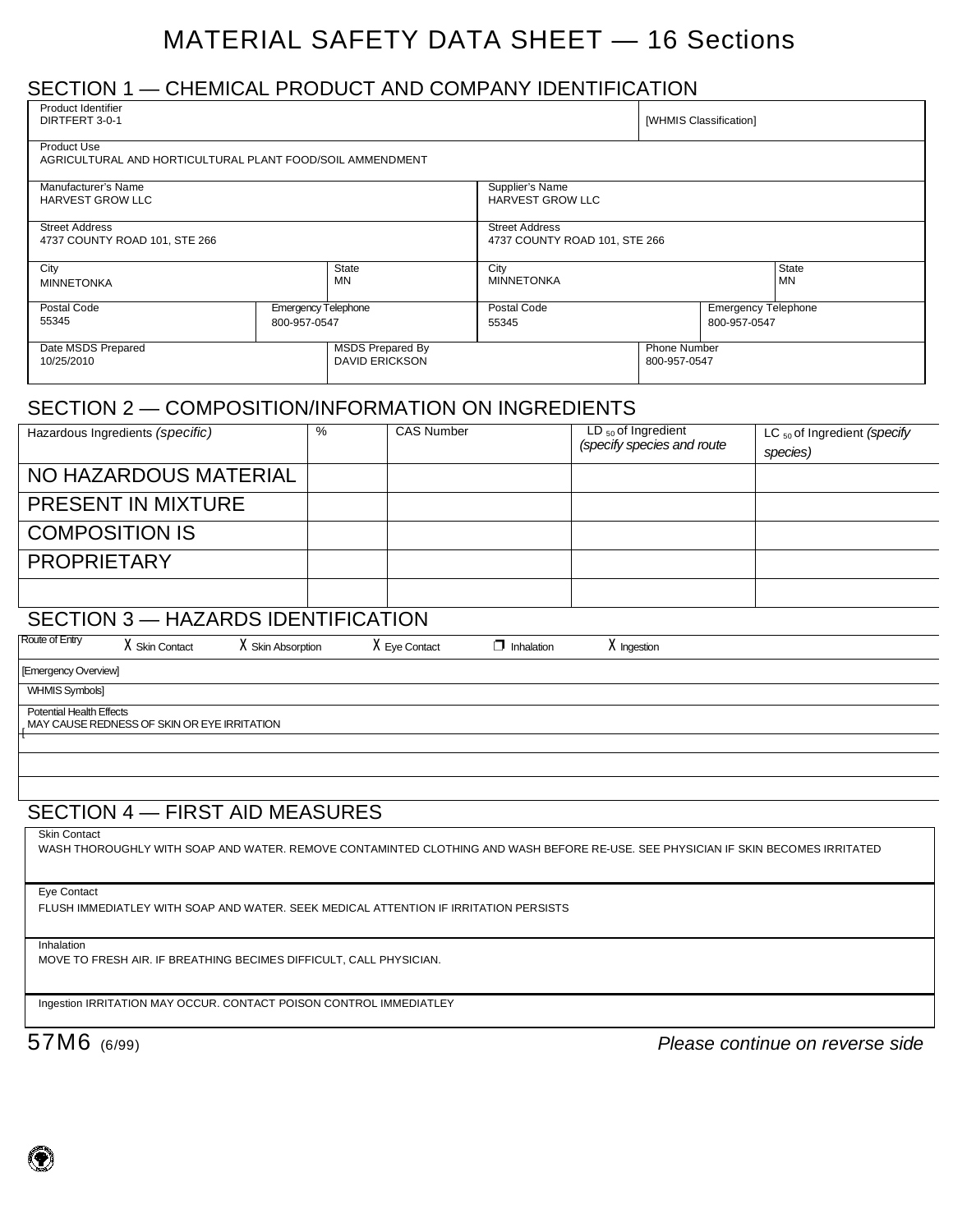# MATERIAL SAFETY DATA SHEET — 16 Sections

## SECTION 1 — CHEMICAL PRODUCT AND COMPANY IDENTIFICATION

| | | | |
|---|---|---|---|
| Product Identifier<br>DIRTFERT 3-0-1 | | | [WHMIS Classification] |
| Product Use<br>AGRICULTURAL AND HORTICULTURAL PLANT FOOD/SOIL AMMENDMENT | | | |
| Manufacturer's Name<br>HARVEST GROW LLC | | Supplier's Name<br>HARVEST GROW LLC | |
| Street Address<br>4737 COUNTY ROAD 101, STE 266 | | Street Address<br>4737 COUNTY ROAD 101, STE 266 | |
| City<br>MINNETONKA | State<br>MN | City<br>MINNETONKA | State<br>MN |
| Postal Code<br>55345 | Emergency Telephone<br>800-957-0547 | Postal Code<br>55345 | Emergency Telephone<br>800-957-0547 |
| Date MSDS Prepared<br>10/25/2010 | MSDS Prepared By<br>DAVID ERICKSON | | Phone Number<br>800-957-0547 |

## SECTION 2 — COMPOSITION/INFORMATION ON INGREDIENTS

| Hazardous Ingredients *(specific)* | % | CAS Number | $LD_{50}$ of Ingredient *(specify species and route* | $LC_{50}$ of Ingredient *(specify species)* |
|---|---|---|---|---|
| NO HAZARDOUS MATERIAL | | | | |
| PRESENT IN MIXTURE | | | | |
| COMPOSITION IS | | | | |
| PROPRIETARY | | | | |
| | | | | |

## SECTION 3 — HAZARDS IDENTIFICATION

Route of Entry: X Skin Contact X Skin Absorption X Eye Contact ☐ Inhalation X Ingestion

[Emergency Overview]

WHMIS Symbols]

Potential Health Effects
MAY CAUSE REDNESS OF SKIN OR EYE IRRITATION

## SECTION 4 — FIRST AID MEASURES

Skin Contact
WASH THOROUGHLY WITH SOAP AND WATER. REMOVE CONTAMINTED CLOTHING AND WASH BEFORE RE-USE. SEE PHYSICIAN IF SKIN BECOMES IRRITATED

Eye Contact
FLUSH IMMEDIATLEY WITH SOAP AND WATER. SEEK MEDICAL ATTENTION IF IRRITATION PERSISTS

Inhalation
MOVE TO FRESH AIR. IF BREATHING BECIMES DIFFICULT, CALL PHYSICIAN.

Ingestion IRRITATION MAY OCCUR. CONTACT POISON CONTROL IMMEDIATLEY

57M6 (6/99) *Please continue on reverse side*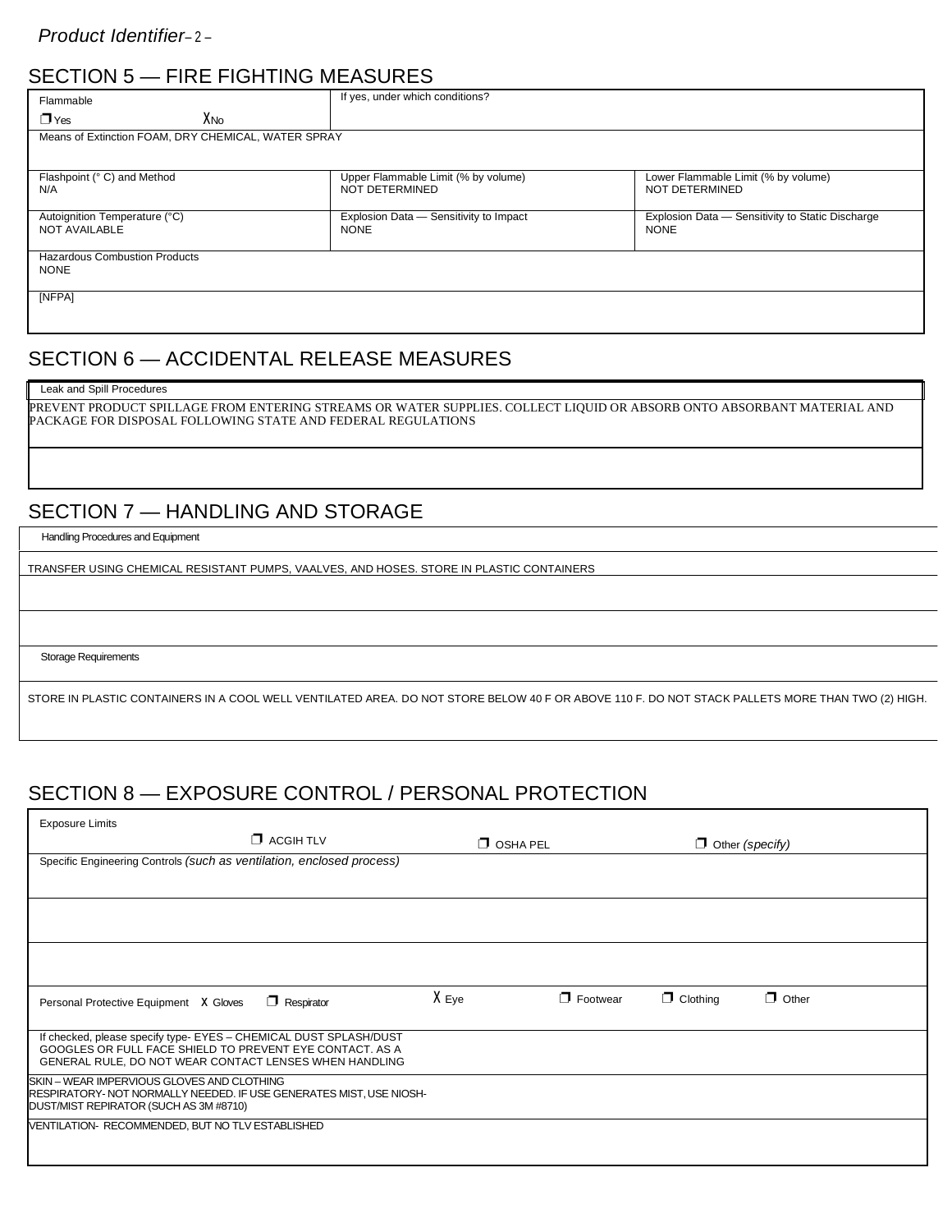## SECTION 5 — FIRE FIGHTING MEASURES

| Flammable ☐ Yes X No | If yes, under which conditions? | |
|---|---|---|
| Means of Extinction FOAM, DRY CHEMICAL, WATER SPRAY | | |
| Flashpoint (° C) and Method<br>N/A | Upper Flammable Limit (% by volume)<br>NOT DETERMINED | Lower Flammable Limit (% by volume)<br>NOT DETERMINED |
| Autoignition Temperature (°C)<br>NOT AVAILABLE | Explosion Data — Sensitivity to Impact<br>NONE | Explosion Data — Sensitivity to Static Discharge<br>NONE |
| Hazardous Combustion Products<br>NONE | | |
| [NFPA] | | |

## SECTION 6 — ACCIDENTAL RELEASE MEASURES

Leak and Spill Procedures

PREVENT PRODUCT SPILLAGE FROM ENTERING STREAMS OR WATER SUPPLIES. COLLECT LIQUID OR ABSORB ONTO ABSORBANT MATERIAL AND PACKAGE FOR DISPOSAL FOLLOWING STATE AND FEDERAL REGULATIONS

## SECTION 7 — HANDLING AND STORAGE

Handling Procedures and Equipment

TRANSFER USING CHEMICAL RESISTANT PUMPS, VAALVES, AND HOSES. STORE IN PLASTIC CONTAINERS

Storage Requirements

STORE IN PLASTIC CONTAINERS IN A COOL WELL VENTILATED AREA. DO NOT STORE BELOW 40 F OR ABOVE 110 F. DO NOT STACK PALLETS MORE THAN TWO (2) HIGH.

## SECTION 8 — EXPOSURE CONTROL / PERSONAL PROTECTION

Exposure Limits ☐ ACGIH TLV ☐ OSHA PEL ☐ Other *(specify)*

Specific Engineering Controls *(such as ventilation, enclosed process)*

Personal Protective Equipment X Gloves ☐ Respirator X Eye ☐ Footwear ☐ Clothing ☐ Other

If checked, please specify type- EYES – CHEMICAL DUST SPLASH/DUST GOGGLES OR FULL FACE SHIELD TO PREVENT EYE CONTACT. AS A GENERAL RULE, DO NOT WEAR CONTACT LENSES WHEN HANDLING

SKIN – WEAR IMPERVIOUS GLOVES AND CLOTHING
RESPIRATORY- NOT NORMALLY NEEDED. IF USE GENERATES MIST, USE NIOSH-DUST/MIST REPIRATOR (SUCH AS 3M #8710)

VENTILATION- RECOMMENDED, BUT NO TLV ESTABLISHED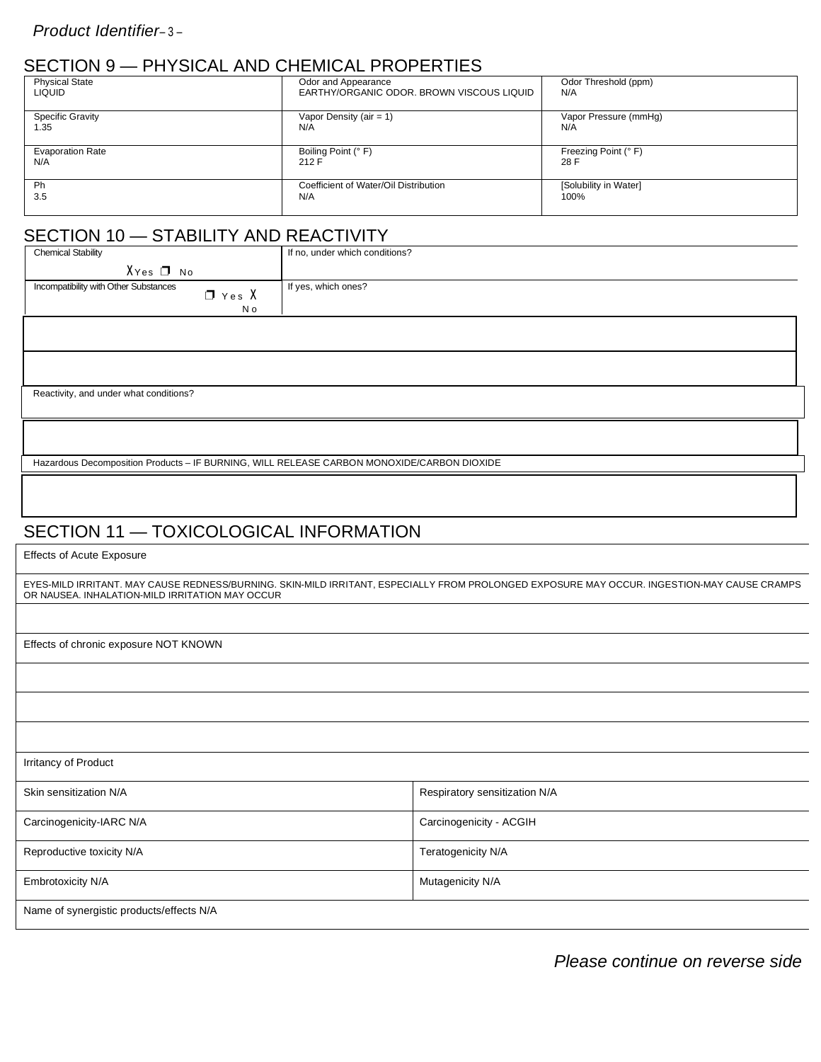## SECTION 9 — PHYSICAL AND CHEMICAL PROPERTIES

| Physical State | Odor and Appearance | Odor Threshold (ppm) |
|---|---|---|
| LIQUID | EARTHY/ORGANIC ODOR. BROWN VISCOUS LIQUID | N/A |
| **Specific Gravity** | **Vapor Density (air = 1)** | **Vapor Pressure (mmHg)** |
| 1.35 | N/A | N/A |
| **Evaporation Rate** | **Boiling Point (° F)** | **Freezing Point (° F)** |
| N/A | 212 F | 28 F |
| **Ph** | **Coefficient of Water/Oil Distribution** | **[Solubility in Water]** |
| 3.5 | N/A | 100% |

## SECTION 10 — STABILITY AND REACTIVITY

| Chemical Stability | If no, under which conditions? |
|---|---|
| X Yes ❒ No | |
| **Incompatibility with Other Substances** | **If yes, which ones?** |
| ❒ Yes X No | |

Reactivity, and under what conditions?

Hazardous Decomposition Products – IF BURNING, WILL RELEASE CARBON MONOXIDE/CARBON DIOXIDE

## SECTION 11 — TOXICOLOGICAL INFORMATION

Effects of Acute Exposure

EYES-MILD IRRITANT. MAY CAUSE REDNESS/BURNING. SKIN-MILD IRRITANT, ESPECIALLY FROM PROLONGED EXPOSURE MAY OCCUR. INGESTION-MAY CAUSE CRAMPS OR NAUSEA. INHALATION-MILD IRRITATION MAY OCCUR

Effects of chronic exposure NOT KNOWN

Irritancy of Product

| | |
|---|---|
| Skin sensitization N/A | Respiratory sensitization N/A |
| Carcinogenicity-IARC N/A | Carcinogenicity - ACGIH |
| Reproductive toxicity N/A | Teratogenicity N/A |
| Embrotoxicity N/A | Mutagenicity N/A |

Name of synergistic products/effects N/A

*Please continue on reverse side*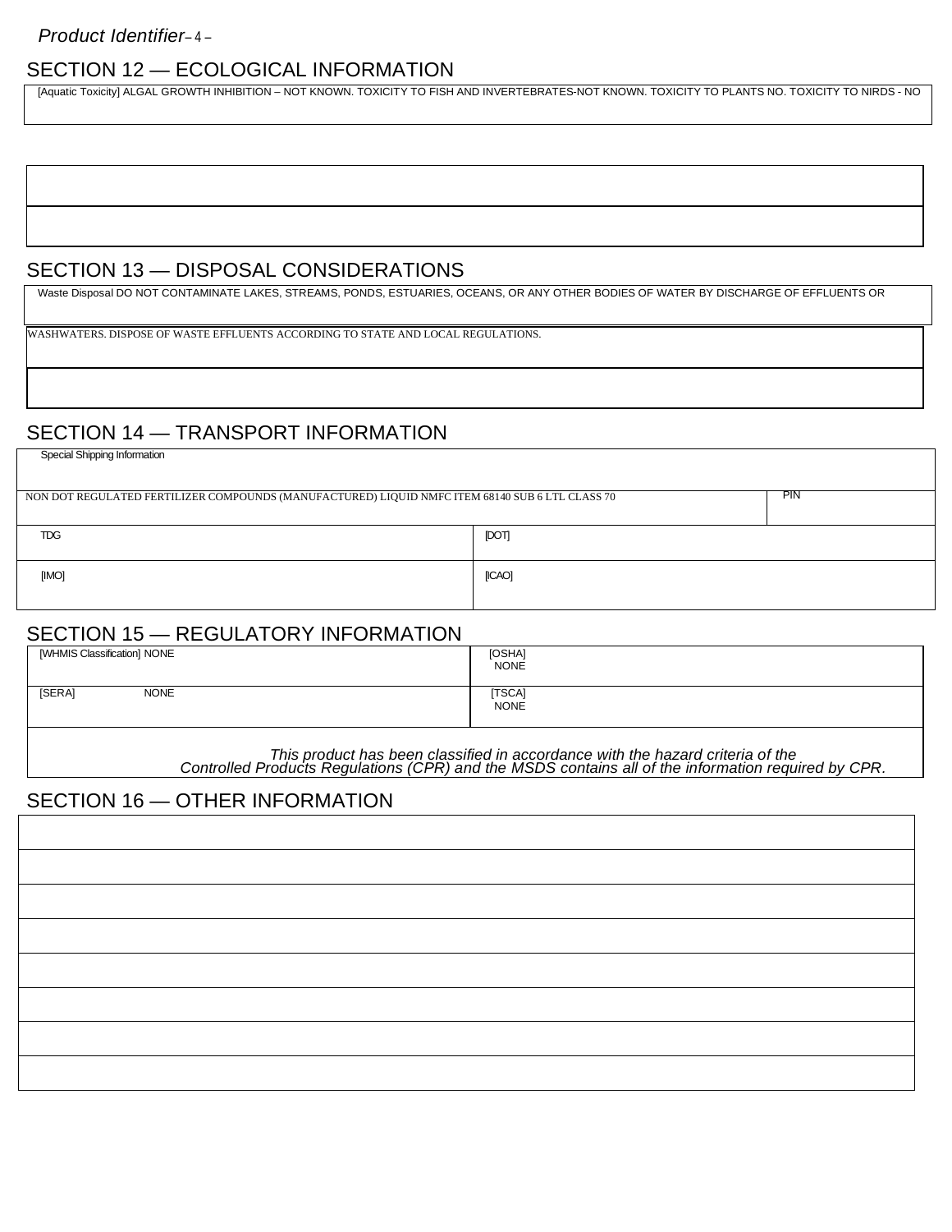## SECTION 12 — ECOLOGICAL INFORMATION

[Aquatic Toxicity] ALGAL GROWTH INHIBITION – NOT KNOWN. TOXICITY TO FISH AND INVERTEBRATES-NOT KNOWN. TOXICITY TO PLANTS NO. TOXICITY TO NIRDS - NO

## SECTION 13 — DISPOSAL CONSIDERATIONS

Waste Disposal DO NOT CONTAMINATE LAKES, STREAMS, PONDS, ESTUARIES, OCEANS, OR ANY OTHER BODIES OF WATER BY DISCHARGE OF EFFLUENTS OR WASHWATERS. DISPOSE OF WASTE EFFLUENTS ACCORDING TO STATE AND LOCAL REGULATIONS.

## SECTION 14 — TRANSPORT INFORMATION

Special Shipping Information

| | |
|---|---|
| NON DOT REGULATED FERTILIZER COMPOUNDS (MANUFACTURED) LIQUID NMFC ITEM 68140 SUB 6 LTL CLASS 70 | PIN |
| TDG | [DOT] |
| [IMO] | [ICAO] |

## SECTION 15 — REGULATORY INFORMATION

| | |
|---|---|
| [WHMIS Classification] NONE | [OSHA] NONE |
| [SERA] NONE | [TSCA] NONE |

*This product has been classified in accordance with the hazard criteria of the Controlled Products Regulations (CPR) and the MSDS contains all of the information required by CPR.*

## SECTION 16 — OTHER INFORMATION